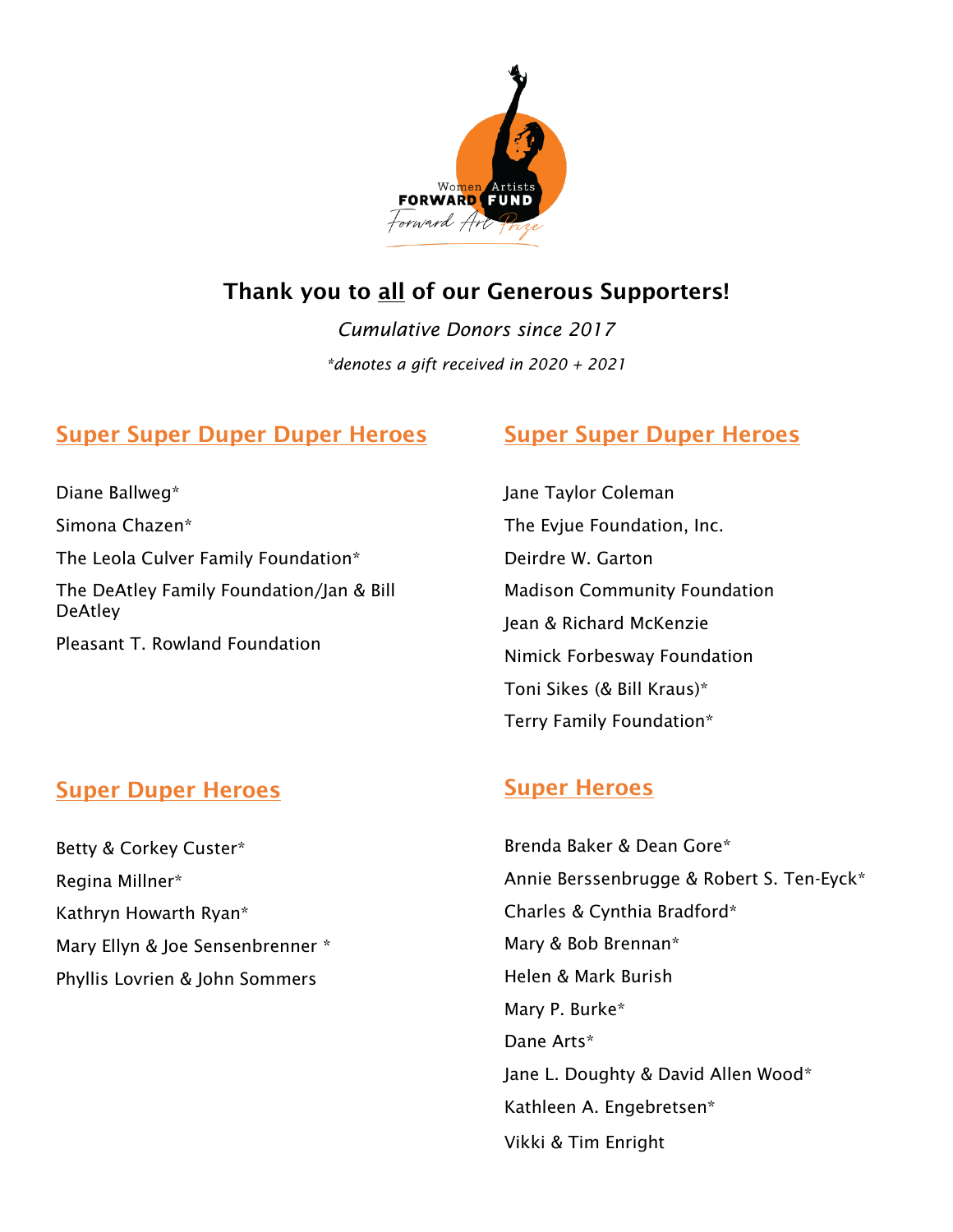## Thank you to all of our Generous Supporters!

*Cumulative Donors since 2017*

**denotes a gift received in 2020 + 2021*

### Super Super Duper Duper Heroes

Diane Ballweg*

Simona Chazen*

The Leola Culver Family Foundation*

The DeAtley Family Foundation/Jan & Bill DeAtley

Pleasant T. Rowland Foundation

### Super Super Duper Heroes

Jane Taylor Coleman

The Evjue Foundation, Inc.

Deirdre W. Garton

Madison Community Foundation

Jean & Richard McKenzie

Nimick Forbesway Foundation

Toni Sikes (& Bill Kraus)*

Terry Family Foundation*

### Super Duper Heroes

Betty & Corkey Custer*

Regina Millner*

Kathryn Howarth Ryan*

Mary Ellyn & Joe Sensenbrenner *

Phyllis Lovrien & John Sommers

### Super Heroes

Brenda Baker & Dean Gore*

Annie Berssenbrugge & Robert S. Ten-Eyck*

Charles & Cynthia Bradford*

Mary & Bob Brennan*

Helen & Mark Burish

Mary P. Burke*

Dane Arts*

Jane L. Doughty & David Allen Wood*

Kathleen A. Engebretsen*

Vikki & Tim Enright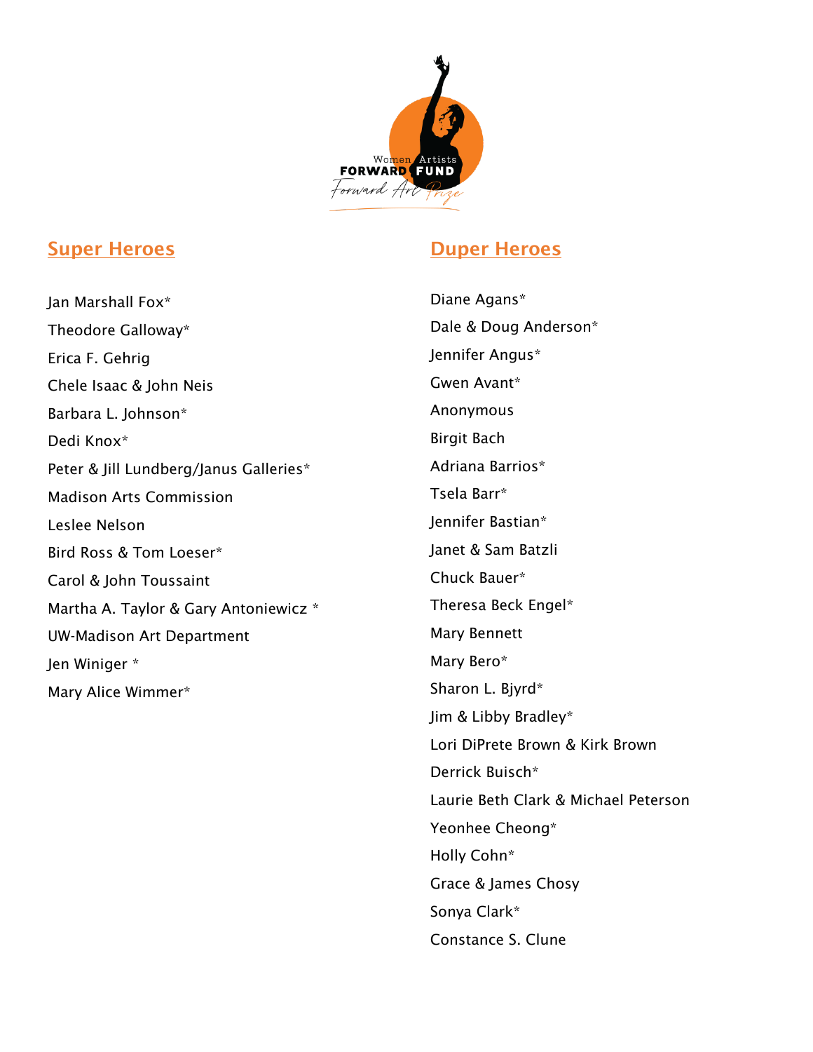Women Artists FORWARD FUND

Forward Art Prize

## Super Heroes

Jan Marshall Fox*

Theodore Galloway*

Erica F. Gehrig

Chele Isaac & John Neis

Barbara L. Johnson*

Dedi Knox*

Peter & Jill Lundberg/Janus Galleries*

Madison Arts Commission

Leslee Nelson

Bird Ross & Tom Loeser*

Carol & John Toussaint

Martha A. Taylor & Gary Antoniewicz *

UW-Madison Art Department

Jen Winiger *

Mary Alice Wimmer*

## Duper Heroes

Diane Agans*

Dale & Doug Anderson*

Jennifer Angus*

Gwen Avant*

Anonymous

Birgit Bach

Adriana Barrios*

Tsela Barr*

Jennifer Bastian*

Janet & Sam Batzli

Chuck Bauer*

Theresa Beck Engel*

Mary Bennett

Mary Bero*

Sharon L. Bjyrd*

Jim & Libby Bradley*

Lori DiPrete Brown & Kirk Brown

Derrick Buisch*

Laurie Beth Clark & Michael Peterson

Yeonhee Cheong*

Holly Cohn*

Grace & James Chosy

Sonya Clark*

Constance S. Clune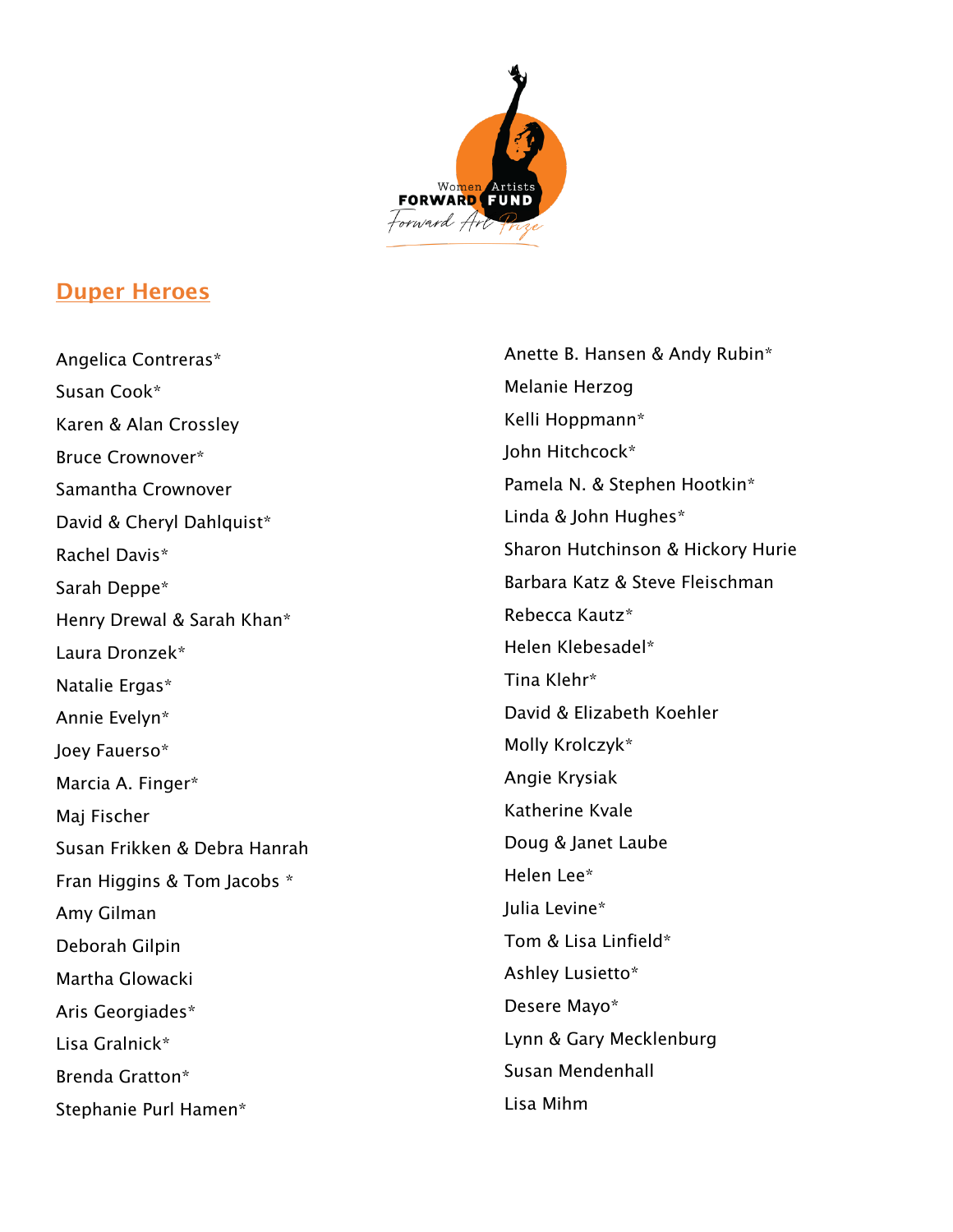## Duper Heroes

Angelica Contreras*

Susan Cook*

Karen & Alan Crossley

Bruce Crownover*

Samantha Crownover

David & Cheryl Dahlquist*

Rachel Davis*

Sarah Deppe*

Henry Drewal & Sarah Khan*

Laura Dronzek*

Natalie Ergas*

Annie Evelyn*

Joey Fauerso*

Marcia A. Finger*

Maj Fischer

Susan Frikken & Debra Hanrah

Fran Higgins & Tom Jacobs *

Amy Gilman

Deborah Gilpin

Martha Glowacki

Aris Georgiades*

Lisa Gralnick*

Brenda Gratton*

Stephanie Purl Hamen*

Anette B. Hansen & Andy Rubin*

Melanie Herzog

Kelli Hoppmann*

John Hitchcock*

Pamela N. & Stephen Hootkin*

Linda & John Hughes*

Sharon Hutchinson & Hickory Hurie

Barbara Katz & Steve Fleischman

Rebecca Kautz*

Helen Klebesadel*

Tina Klehr*

David & Elizabeth Koehler

Molly Krolczyk*

Angie Krysiak

Katherine Kvale

Doug & Janet Laube

Helen Lee*

Julia Levine*

Tom & Lisa Linfield*

Ashley Lusietto*

Desere Mayo*

Lynn & Gary Mecklenburg

Susan Mendenhall

Lisa Mihm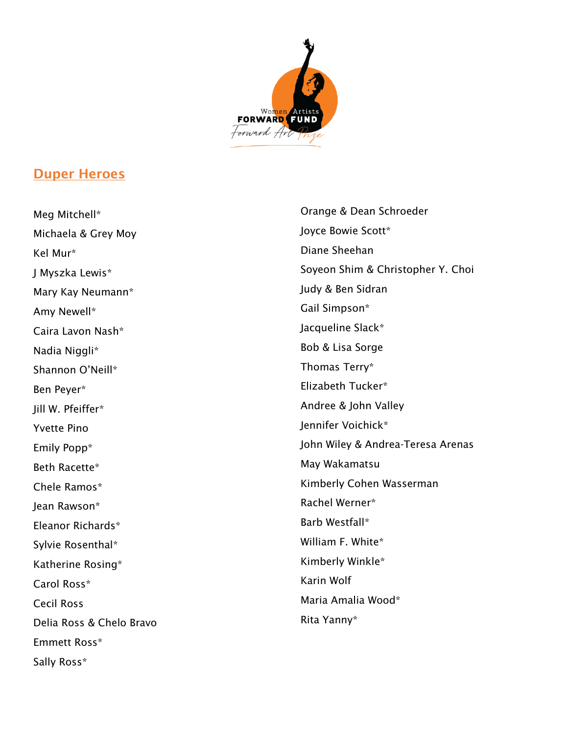## Duper Heroes

Meg Mitchell*
Michaela & Grey Moy
Kel Mur*
J Myszka Lewis*
Mary Kay Neumann*
Amy Newell*
Caira Lavon Nash*
Nadia Niggli*
Shannon O'Neill*
Ben Peyer*
Jill W. Pfeiffer*
Yvette Pino
Emily Popp*
Beth Racette*
Chele Ramos*
Jean Rawson*
Eleanor Richards*
Sylvie Rosenthal*
Katherine Rosing*
Carol Ross*
Cecil Ross
Delia Ross & Chelo Bravo
Emmett Ross*
Sally Ross*
Orange & Dean Schroeder
Joyce Bowie Scott*
Diane Sheehan
Soyeon Shim & Christopher Y. Choi
Judy & Ben Sidran
Gail Simpson*
Jacqueline Slack*
Bob & Lisa Sorge
Thomas Terry*
Elizabeth Tucker*
Andree & John Valley
Jennifer Voichick*
John Wiley & Andrea-Teresa Arenas
May Wakamatsu
Kimberly Cohen Wasserman
Rachel Werner*
Barb Westfall*
William F. White*
Kimberly Winkle*
Karin Wolf
Maria Amalia Wood*
Rita Yanny*